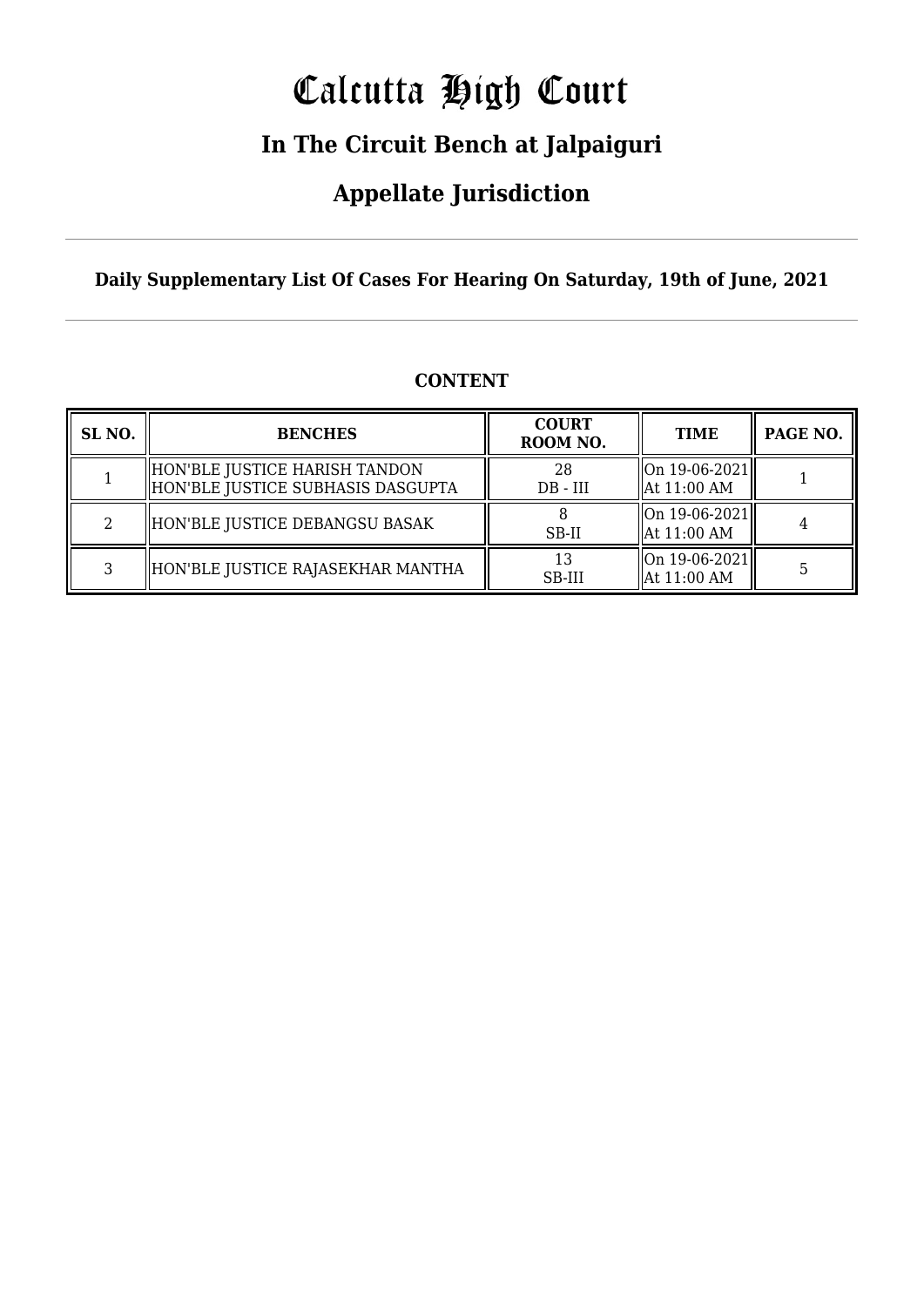# Calcutta High Court

## In The Circuit Bench at Jalpaiguri

## Appellate Jurisdiction

**Daily Supplementary List Of Cases For Hearing On Saturday, 19th of June, 2021**

**CONTENT**

| SL NO. | BENCHES | COURT ROOM NO. | TIME | PAGE NO. |
|---|---|---|---|---|
| 1 | HON'BLE JUSTICE HARISH TANDON<br>HON'BLE JUSTICE SUBHASIS DASGUPTA | 28<br>DB - III | On 19-06-2021<br>At 11:00 AM | 1 |
| 2 | HON'BLE JUSTICE DEBANGSU BASAK | 8<br>SB-II | On 19-06-2021<br>At 11:00 AM | 4 |
| 3 | HON'BLE JUSTICE RAJASEKHAR MANTHA | 13<br>SB-III | On 19-06-2021<br>At 11:00 AM | 5 |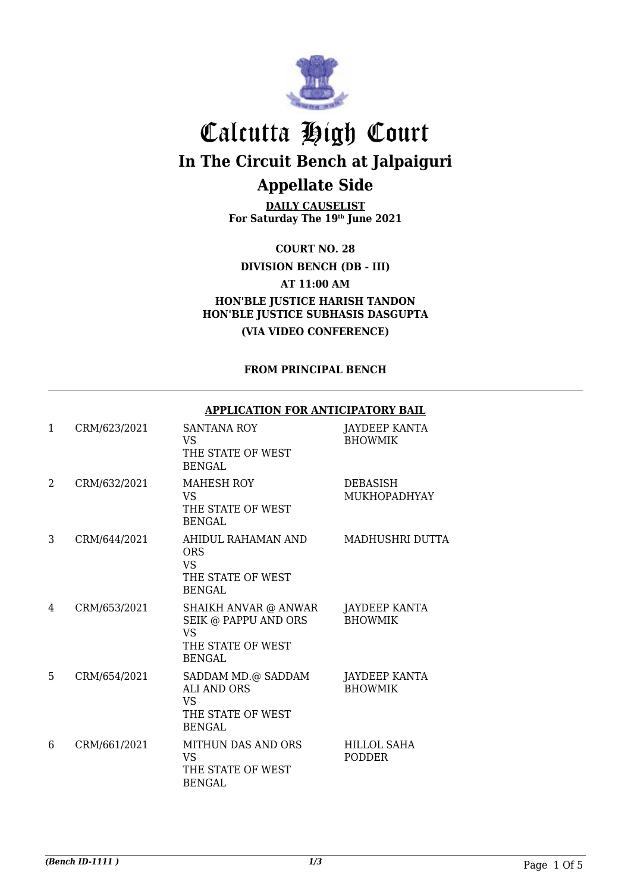# Calcutta High Court

## In The Circuit Bench at Jalpaiguri

## Appellate Side

**DAILY CAUSELIST**
**For Saturday The 19th June 2021**

**COURT NO. 28**

**DIVISION BENCH (DB - III)**

**AT 11:00 AM**

**HON'BLE JUSTICE HARISH TANDON**
**HON'BLE JUSTICE SUBHASIS DASGUPTA**

**(VIA VIDEO CONFERENCE)**

**FROM PRINCIPAL BENCH**

**APPLICATION FOR ANTICIPATORY BAIL**

| | | | |
|---|---|---|---|
| 1 | CRM/623/2021 | SANTANA ROY<br>VS<br>THE STATE OF WEST BENGAL | JAYDEEP KANTA BHOWMIK |
| 2 | CRM/632/2021 | MAHESH ROY<br>VS<br>THE STATE OF WEST BENGAL | DEBASISH MUKHOPADHYAY |
| 3 | CRM/644/2021 | AHIDUL RAHAMAN AND ORS<br>VS<br>THE STATE OF WEST BENGAL | MADHUSHRI DUTTA |
| 4 | CRM/653/2021 | SHAIKH ANVAR @ ANWAR SEIK @ PAPPU AND ORS<br>VS<br>THE STATE OF WEST BENGAL | JAYDEEP KANTA BHOWMIK |
| 5 | CRM/654/2021 | SADDAM MD.@ SADDAM ALI AND ORS<br>VS<br>THE STATE OF WEST BENGAL | JAYDEEP KANTA BHOWMIK |
| 6 | CRM/661/2021 | MITHUN DAS AND ORS<br>VS<br>THE STATE OF WEST BENGAL | HILLOL SAHA PODDER |

*(Bench ID-1111 )*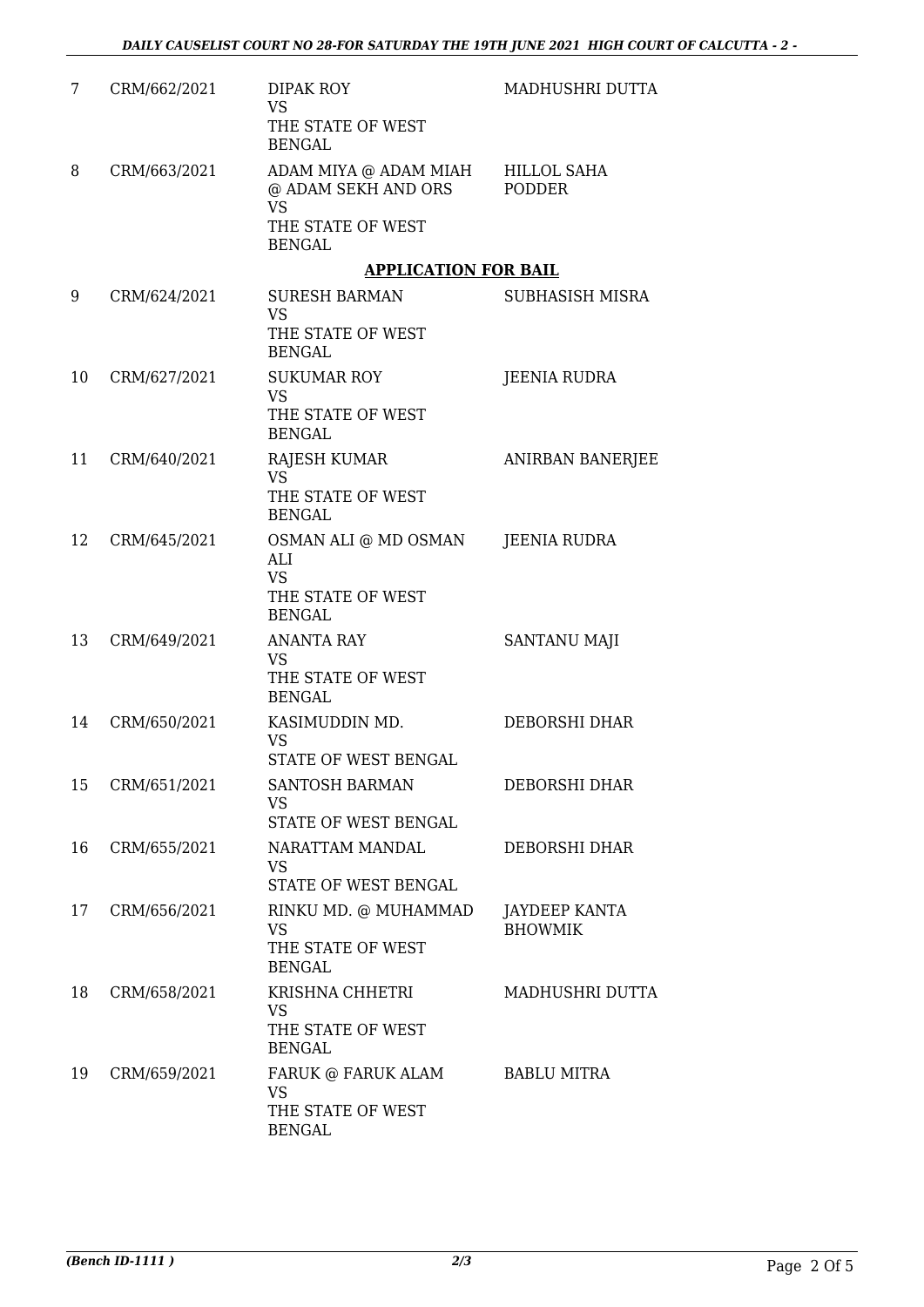| | | | |
|---|---|---|---|
| 7 | CRM/662/2021 | DIPAK ROY<br>VS<br>THE STATE OF WEST BENGAL | MADHUSHRI DUTTA |
| 8 | CRM/663/2021 | ADAM MIYA @ ADAM MIAH @ ADAM SEKH AND ORS<br>VS<br>THE STATE OF WEST BENGAL | HILLOL SAHA PODDER |

**APPLICATION FOR BAIL**

| | | | |
|---|---|---|---|
| 9 | CRM/624/2021 | SURESH BARMAN<br>VS<br>THE STATE OF WEST BENGAL | SUBHASISH MISRA |
| 10 | CRM/627/2021 | SUKUMAR ROY<br>VS<br>THE STATE OF WEST BENGAL | JEENIA RUDRA |
| 11 | CRM/640/2021 | RAJESH KUMAR<br>VS<br>THE STATE OF WEST BENGAL | ANIRBAN BANERJEE |
| 12 | CRM/645/2021 | OSMAN ALI @ MD OSMAN ALI<br>VS<br>THE STATE OF WEST BENGAL | JEENIA RUDRA |
| 13 | CRM/649/2021 | ANANTA RAY<br>VS<br>THE STATE OF WEST BENGAL | SANTANU MAJI |
| 14 | CRM/650/2021 | KASIMUDDIN MD.<br>VS<br>STATE OF WEST BENGAL | DEBORSHI DHAR |
| 15 | CRM/651/2021 | SANTOSH BARMAN<br>VS<br>STATE OF WEST BENGAL | DEBORSHI DHAR |
| 16 | CRM/655/2021 | NARATTAM MANDAL<br>VS<br>STATE OF WEST BENGAL | DEBORSHI DHAR |
| 17 | CRM/656/2021 | RINKU MD. @ MUHAMMAD<br>VS<br>THE STATE OF WEST BENGAL | JAYDEEP KANTA BHOWMIK |
| 18 | CRM/658/2021 | KRISHNA CHHETRI<br>VS<br>THE STATE OF WEST BENGAL | MADHUSHRI DUTTA |
| 19 | CRM/659/2021 | FARUK @ FARUK ALAM<br>VS<br>THE STATE OF WEST BENGAL | BABLU MITRA |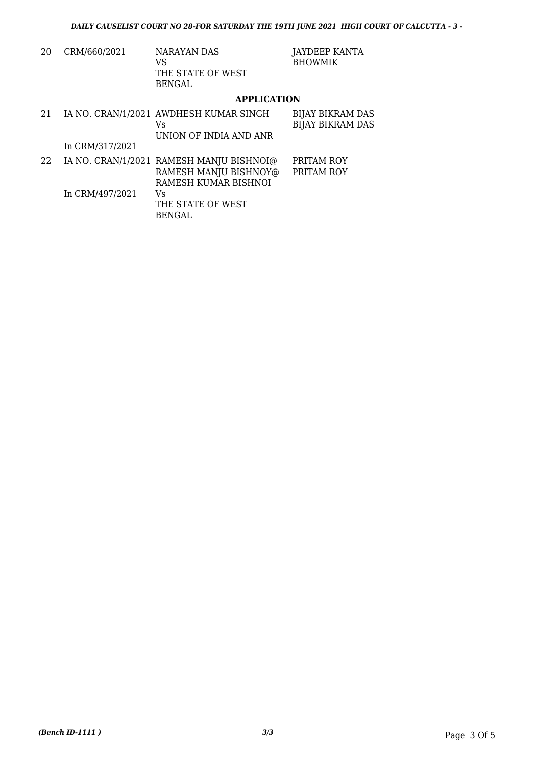| | | | |
|---|---|---|---|
| 20 | CRM/660/2021 | NARAYAN DAS<br>VS<br>THE STATE OF WEST BENGAL | JAYDEEP KANTA BHOWMIK |

## APPLICATION

| | | | |
|---|---|---|---|
| 21 | IA NO. CRAN/1/2021<br><br>In CRM/317/2021 | AWDHESH KUMAR SINGH<br>Vs<br>UNION OF INDIA AND ANR | BIJAY BIKRAM DAS<br>BIJAY BIKRAM DAS |
| 22 | IA NO. CRAN/1/2021<br><br>In CRM/497/2021 | RAMESH MANJU BISHNOI@ RAMESH MANJU BISHNOY@ RAMESH KUMAR BISHNOI<br>Vs<br>THE STATE OF WEST BENGAL | PRITAM ROY<br>PRITAM ROY |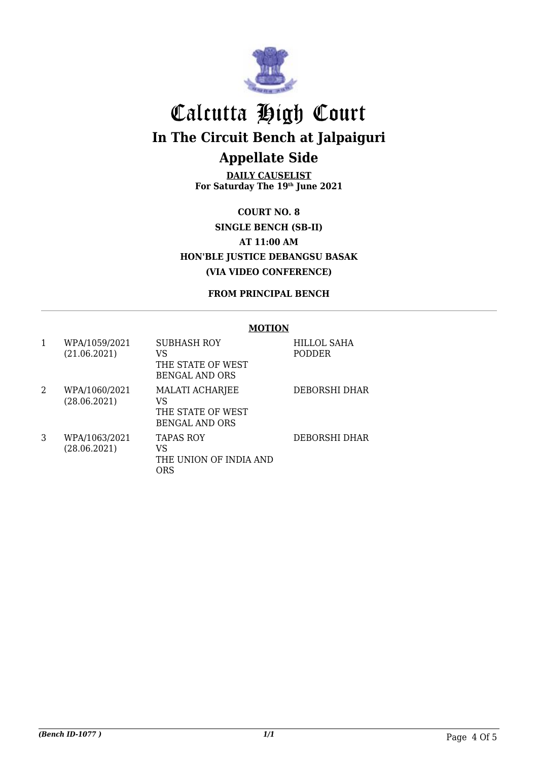# Calcutta High Court

## In The Circuit Bench at Jalpaiguri

## Appellate Side

**DAILY CAUSELIST**
**For Saturday The 19th June 2021**

**COURT NO. 8**
**SINGLE BENCH (SB-II)**
**AT 11:00 AM**
**HON'BLE JUSTICE DEBANGSU BASAK**
**(VIA VIDEO CONFERENCE)**

**FROM PRINCIPAL BENCH**

**MOTION**

| | | | |
|---|---|---|---|
| 1 | WPA/1059/2021 (21.06.2021) | SUBHASH ROY VS THE STATE OF WEST BENGAL AND ORS | HILLOL SAHA PODDER |
| 2 | WPA/1060/2021 (28.06.2021) | MALATI ACHARJEE VS THE STATE OF WEST BENGAL AND ORS | DEBORSHI DHAR |
| 3 | WPA/1063/2021 (28.06.2021) | TAPAS ROY VS THE UNION OF INDIA AND ORS | DEBORSHI DHAR |

*(Bench ID-1077 )* *1/1*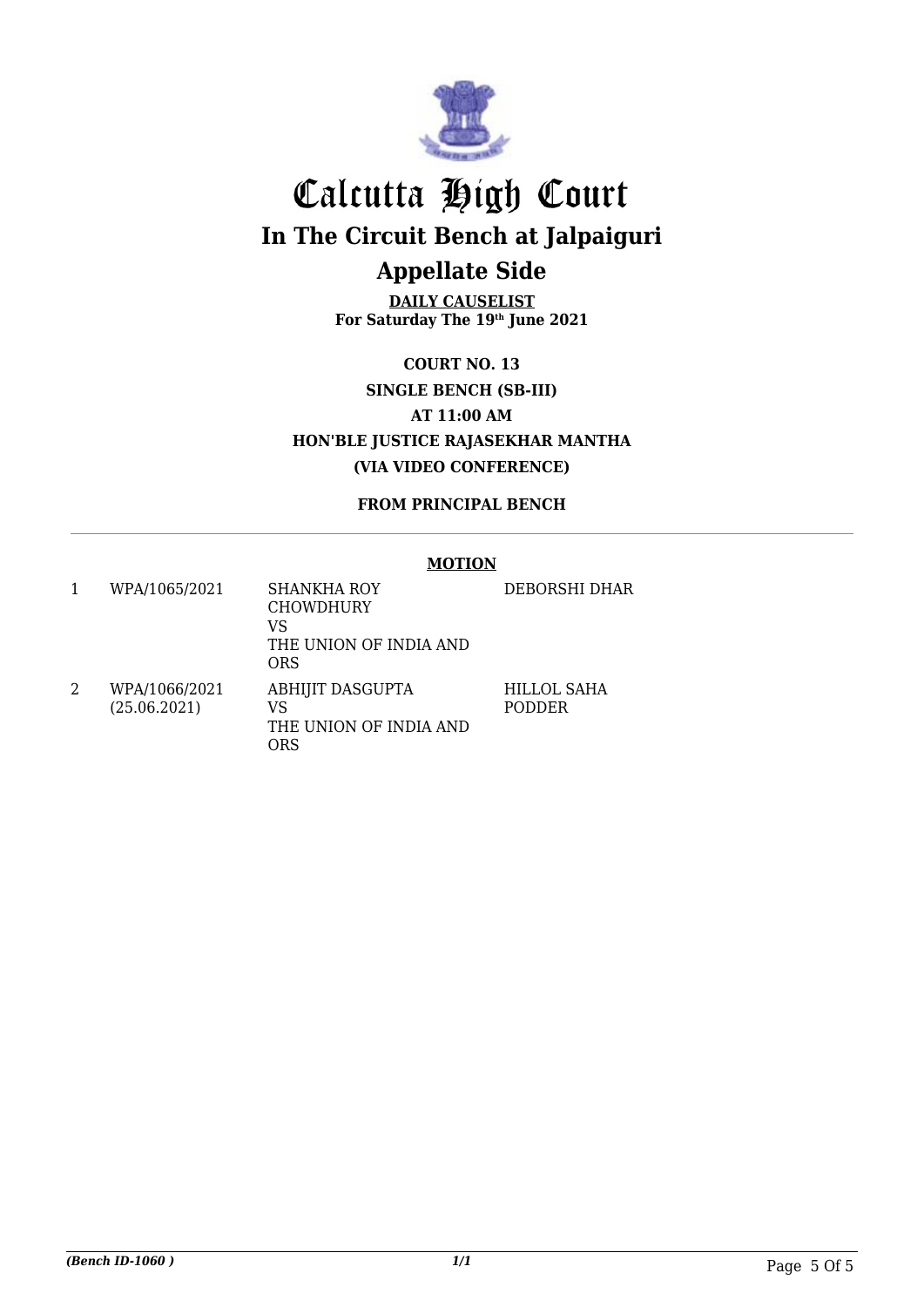# Calcutta High Court

## In The Circuit Bench at Jalpaiguri

## Appellate Side

**DAILY CAUSELIST**
**For Saturday The 19th June 2021**

**COURT NO. 13**
**SINGLE BENCH (SB-III)**
**AT 11:00 AM**
**HON'BLE JUSTICE RAJASEKHAR MANTHA**
**(VIA VIDEO CONFERENCE)**

**FROM PRINCIPAL BENCH**

**MOTION**

| | | | |
|---|---|---|---|
| 1 | WPA/1065/2021 | SHANKHA ROY CHOWDHURY VS THE UNION OF INDIA AND ORS | DEBORSHI DHAR |
| 2 | WPA/1066/2021 (25.06.2021) | ABHIJIT DASGUPTA VS THE UNION OF INDIA AND ORS | HILLOL SAHA PODDER |

*(Bench ID-1060 )* 1/1